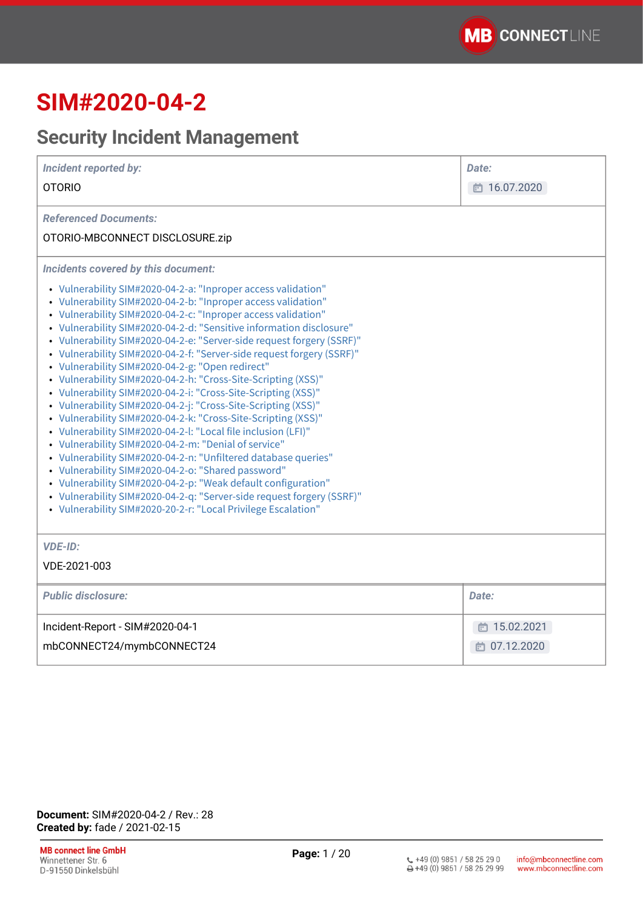# SIM#2020-04-2

## Security Incident Management

| *Incident reported by:* OTORIO | *Date:* 16.07.2020 |
|---|---|

*Referenced Documents:*

OTORIO-MBCONNECT DISCLOSURE.zip

*Incidents covered by this document:*

- Vulnerability SIM#2020-04-2-a: "Inproper access validation"
- Vulnerability SIM#2020-04-2-b: "Inproper access validation"
- Vulnerability SIM#2020-04-2-c: "Inproper access validation"
- Vulnerability SIM#2020-04-2-d: "Sensitive information disclosure"
- Vulnerability SIM#2020-04-2-e: "Server-side request forgery (SSRF)"
- Vulnerability SIM#2020-04-2-f: "Server-side request forgery (SSRF)"
- Vulnerability SIM#2020-04-2-g: "Open redirect"
- Vulnerability SIM#2020-04-2-h: "Cross-Site-Scripting (XSS)"
- Vulnerability SIM#2020-04-2-i: "Cross-Site-Scripting (XSS)"
- Vulnerability SIM#2020-04-2-j: "Cross-Site-Scripting (XSS)"
- Vulnerability SIM#2020-04-2-k: "Cross-Site-Scripting (XSS)"
- Vulnerability SIM#2020-04-2-l: "Local file inclusion (LFI)"
- Vulnerability SIM#2020-04-2-m: "Denial of service"
- Vulnerability SIM#2020-04-2-n: "Unfiltered database queries"
- Vulnerability SIM#2020-04-2-o: "Shared password"
- Vulnerability SIM#2020-04-2-p: "Weak default configuration"
- Vulnerability SIM#2020-04-2-q: "Server-side request forgery (SSRF)"
- Vulnerability SIM#2020-20-2-r: "Local Privilege Escalation"

*VDE-ID:*

VDE-2021-003

| *Public disclosure:* | *Date:* |
|---|---|
| Incident-Report - SIM#2020-04-1 | 15.02.2021 |
| mbCONNECT24/mymbCONNECT24 | 07.12.2020 |

**Document:** SIM#2020-04-2 / Rev.: 28
**Created by:** fade / 2021-02-15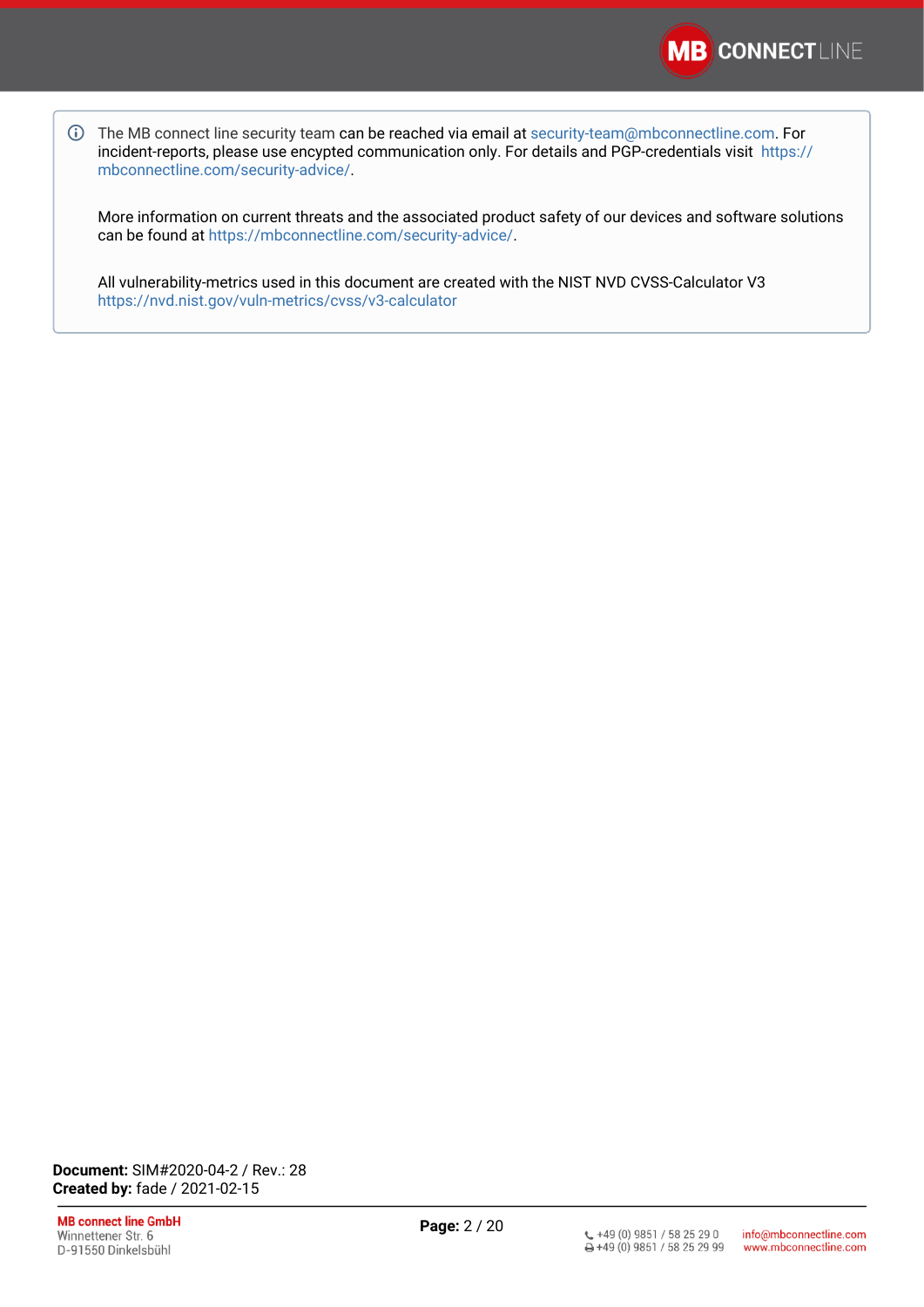The MB connect line security team can be reached via email at security-team@mbconnectline.com. For incident-reports, please use encypted communication only. For details and PGP-credentials visit https://mbconnectline.com/security-advice/.

More information on current threats and the associated product safety of our devices and software solutions can be found at https://mbconnectline.com/security-advice/.

All vulnerability-metrics used in this document are created with the NIST NVD CVSS-Calculator V3 https://nvd.nist.gov/vuln-metrics/cvss/v3-calculator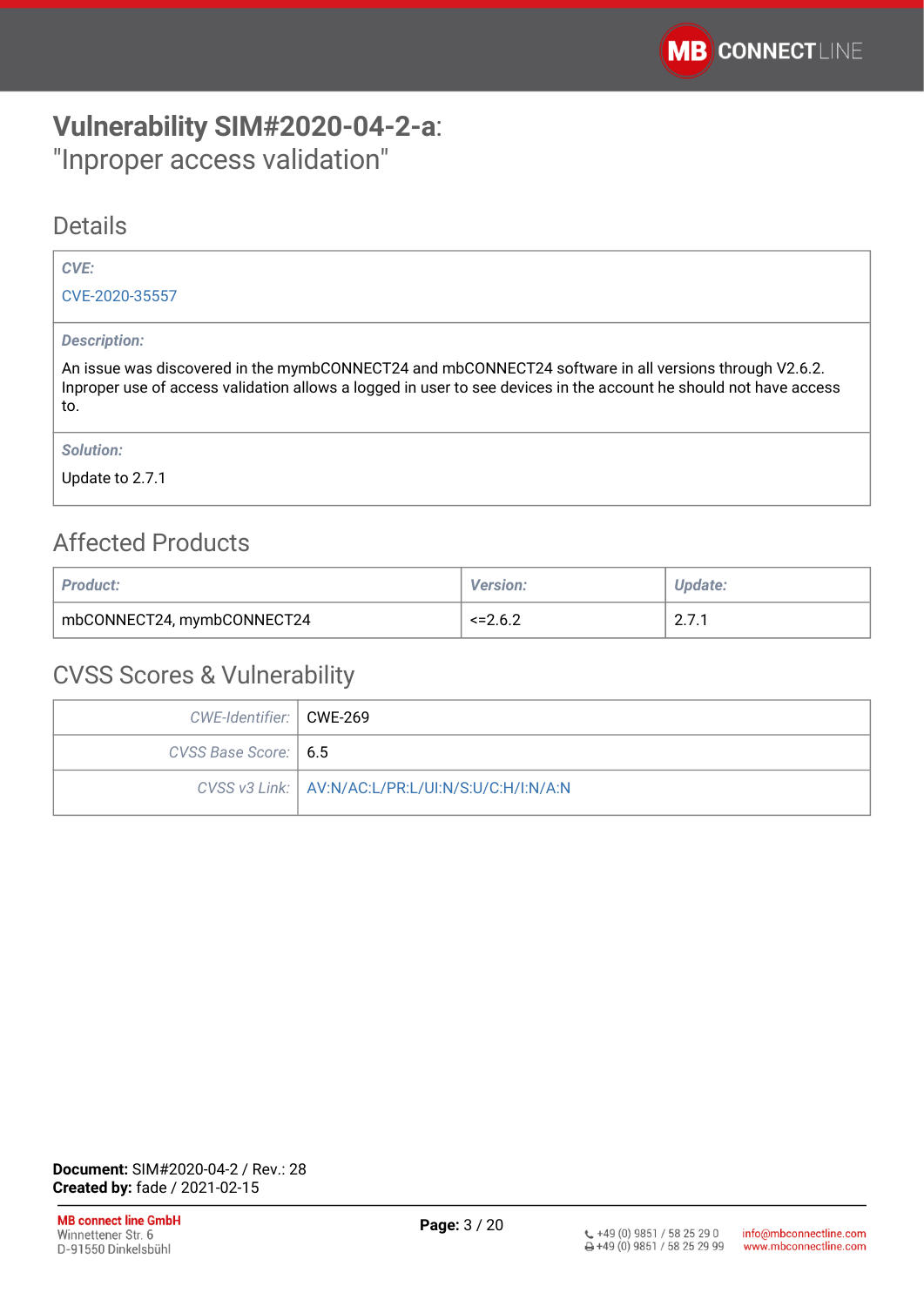# Vulnerability SIM#2020-04-2-a: "Inproper access validation"

## Details

| CVE: |
|---|
| CVE-2020-35557 |
| **Description:** |
| An issue was discovered in the mymbCONNECT24 and mbCONNECT24 software in all versions through V2.6.2. Inproper use of access validation allows a logged in user to see devices in the account he should not have access to. |
| **Solution:** |
| Update to 2.7.1 |

## Affected Products

| Product: | Version: | Update: |
|---|---|---|
| mbCONNECT24, mymbCONNECT24 | <=2.6.2 | 2.7.1 |

## CVSS Scores & Vulnerability

| | |
|---|---|
| CWE-Identifier: | CWE-269 |
| CVSS Base Score: | 6.5 |
| CVSS v3 Link: | AV:N/AC:L/PR:L/UI:N/S:U/C:H/I:N/A:N |

**Document:** SIM#2020-04-2 / Rev.: 28
**Created by:** fade / 2021-02-15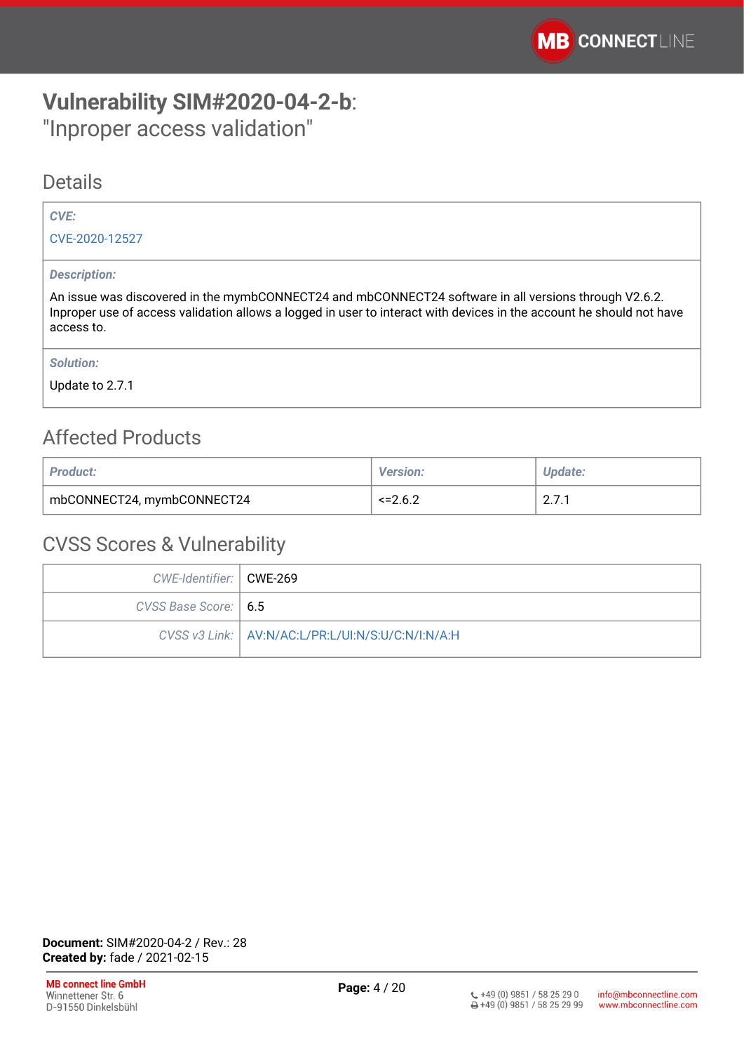# **Vulnerability SIM#2020-04-2-b**:
"Inproper access validation"

## Details

| |
|---|
| ***CVE:*** |
| CVE-2020-12527 |
| ***Description:*** |
| An issue was discovered in the mymbCONNECT24 and mbCONNECT24 software in all versions through V2.6.2. Inproper use of access validation allows a logged in user to interact with devices in the account he should not have access to. |
| ***Solution:*** |
| Update to 2.7.1 |

## Affected Products

| *Product:* | *Version:* | *Update:* |
|---|---|---|
| mbCONNECT24, mymbCONNECT24 | <=2.6.2 | 2.7.1 |

## CVSS Scores & Vulnerability

| | |
|---|---|
| *CWE-Identifier:* | CWE-269 |
| *CVSS Base Score:* | 6.5 |
| *CVSS v3 Link:* | AV:N/AC:L/PR:L/UI:N/S:U/C:N/I:N/A:H |

**Document:** SIM#2020-04-2 / Rev.: 28
**Created by:** fade / 2021-02-15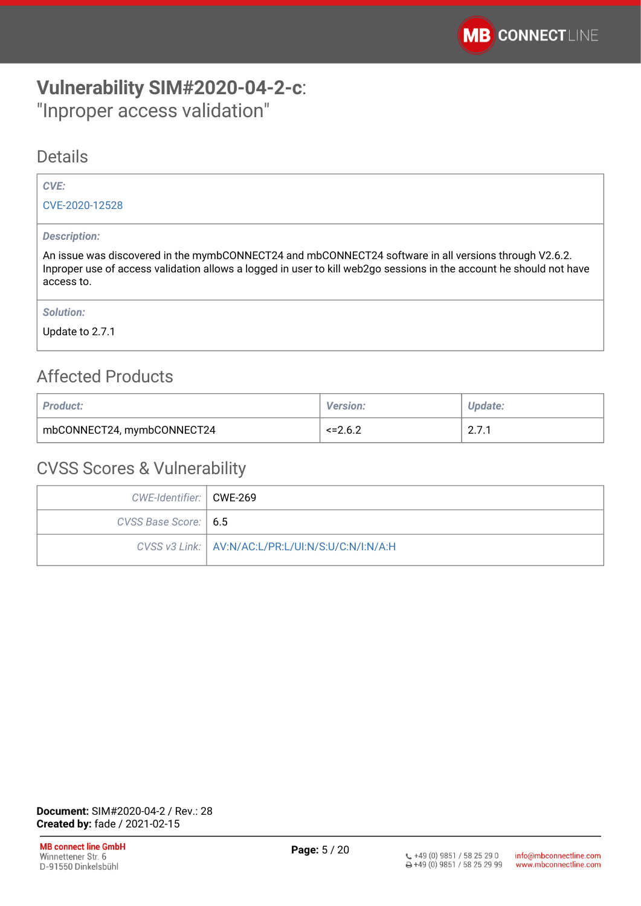# Vulnerability SIM#2020-04-2-c:
"Inproper access validation"

## Details

| *CVE:* |
| --- |
| CVE-2020-12528 |
| *Description:* |
| An issue was discovered in the mymbCONNECT24 and mbCONNECT24 software in all versions through V2.6.2. Inproper use of access validation allows a logged in user to kill web2go sessions in the account he should not have access to. |
| *Solution:* |
| Update to 2.7.1 |

## Affected Products

| *Product:* | *Version:* | *Update:* |
| --- | --- | --- |
| mbCONNECT24, mymbCONNECT24 | <=2.6.2 | 2.7.1 |

## CVSS Scores & Vulnerability

| | |
| --- | --- |
| *CWE-Identifier:* | CWE-269 |
| *CVSS Base Score:* | 6.5 |
| *CVSS v3 Link:* | AV:N/AC:L/PR:L/UI:N/S:U/C:N/I:N/A:H |

**Document:** SIM#2020-04-2 / Rev.: 28
**Created by:** fade / 2021-02-15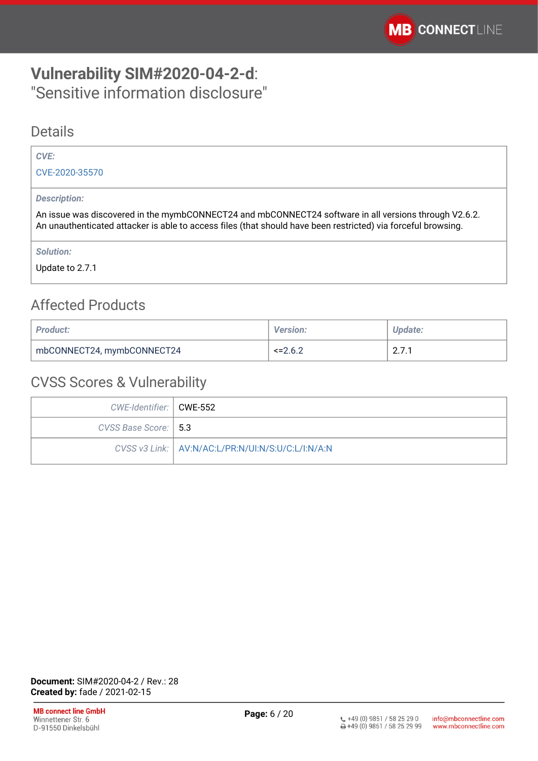# **Vulnerability SIM#2020-04-2-d**:
"Sensitive information disclosure"

## Details

| *CVE:* |
|---|
| CVE-2020-35570 |

| *Description:* |
|---|
| An issue was discovered in the mymbCONNECT24 and mbCONNECT24 software in all versions through V2.6.2. An unauthenticated attacker is able to access files (that should have been restricted) via forceful browsing. |

| *Solution:* |
|---|
| Update to 2.7.1 |

## Affected Products

| *Product:* | *Version:* | *Update:* |
|---|---|---|
| mbCONNECT24, mymbCONNECT24 | <=2.6.2 | 2.7.1 |

## CVSS Scores & Vulnerability

| | |
|---|---|
| *CWE-Identifier:* | CWE-552 |
| *CVSS Base Score:* | 5.3 |
| *CVSS v3 Link:* | AV:N/AC:L/PR:N/UI:N/S:U/C:L/I:N/A:N |

**Document:** SIM#2020-04-2 / Rev.: 28
**Created by:** fade / 2021-02-15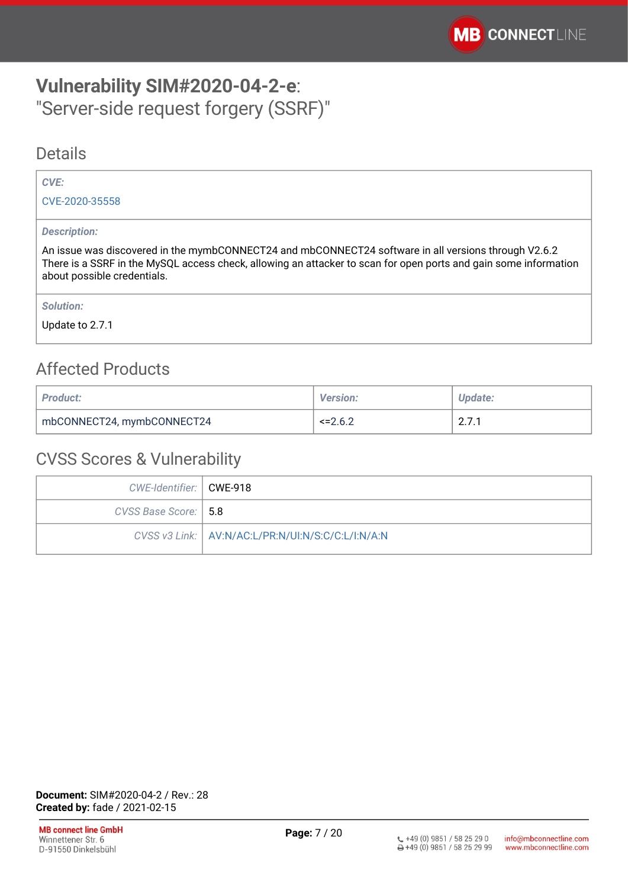# **Vulnerability SIM#2020-04-2-e**:
"Server-side request forgery (SSRF)"

## Details

| *CVE:* |
|---|
| CVE-2020-35558 |
| *Description:* |
| An issue was discovered in the mymbCONNECT24 and mbCONNECT24 software in all versions through V2.6.2 There is a SSRF in the MySQL access check, allowing an attacker to scan for open ports and gain some information about possible credentials. |
| *Solution:* |
| Update to 2.7.1 |

## Affected Products

| *Product:* | *Version:* | *Update:* |
|---|---|---|
| mbCONNECT24, mymbCONNECT24 | <=2.6.2 | 2.7.1 |

## CVSS Scores & Vulnerability

| | |
|---|---|
| *CWE-Identifier:* | CWE-918 |
| *CVSS Base Score:* | 5.8 |
| *CVSS v3 Link:* | AV:N/AC:L/PR:N/UI:N/S:C/C:L/I:N/A:N |

**Document:** SIM#2020-04-2 / Rev.: 28
**Created by:** fade / 2021-02-15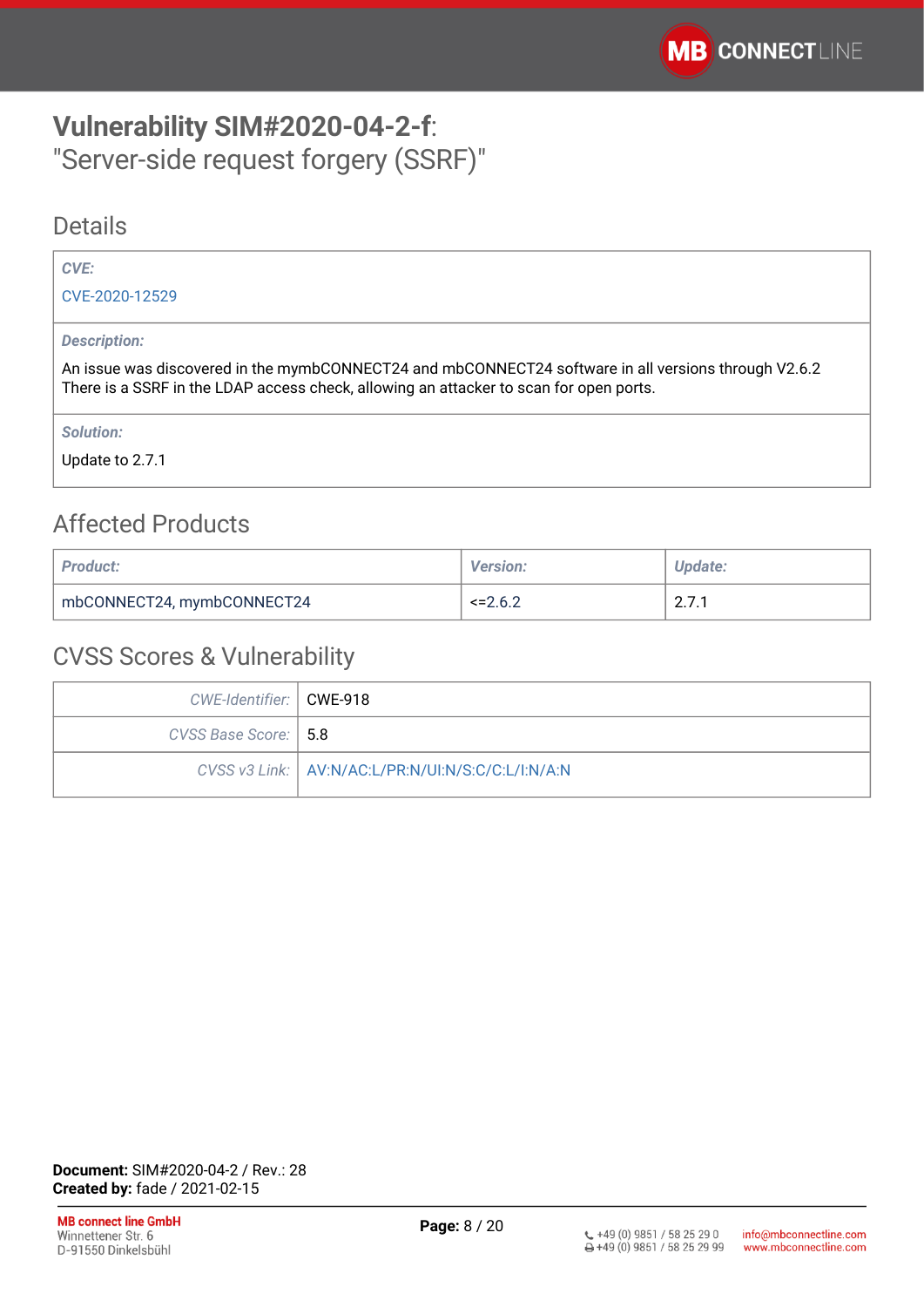# **Vulnerability SIM#2020-04-2-f**: "Server-side request forgery (SSRF)"

## Details

| |
|---|
| ***CVE:*** |
| CVE-2020-12529 |
| ***Description:*** |
| An issue was discovered in the mymbCONNECT24 and mbCONNECT24 software in all versions through V2.6.2 There is a SSRF in the LDAP access check, allowing an attacker to scan for open ports. |
| ***Solution:*** |
| Update to 2.7.1 |

## Affected Products

| *Product:* | *Version:* | *Update:* |
|---|---|---|
| mbCONNECT24, mymbCONNECT24 | <=2.6.2 | 2.7.1 |

## CVSS Scores & Vulnerability

| | |
|---|---|
| *CWE-Identifier:* | CWE-918 |
| *CVSS Base Score:* | 5.8 |
| *CVSS v3 Link:* | AV:N/AC:L/PR:N/UI:N/S:C/C:L/I:N/A:N |

**Document:** SIM#2020-04-2 / Rev.: 28
**Created by:** fade / 2021-02-15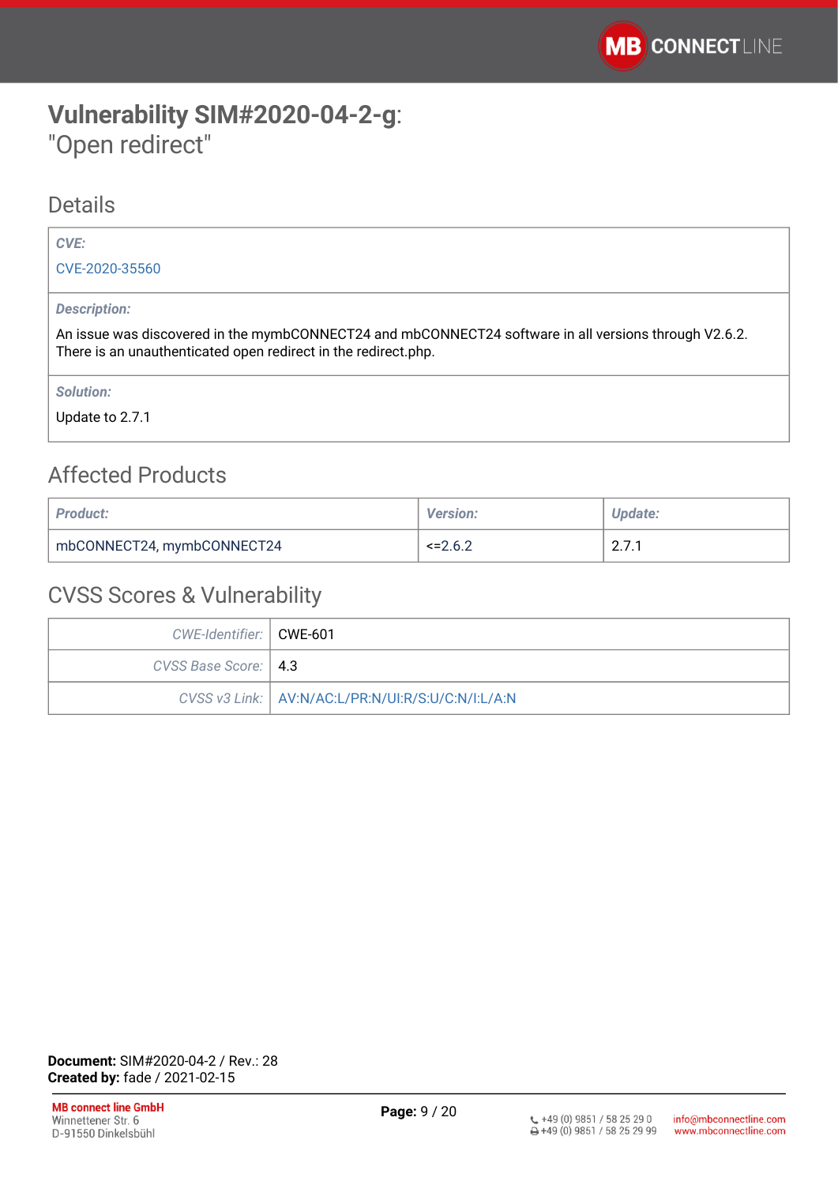# Vulnerability SIM#2020-04-2-g:
"Open redirect"

## Details

| *CVE:* |
|---|
| CVE-2020-35560 |
| *Description:* |
| An issue was discovered in the mymbCONNECT24 and mbCONNECT24 software in all versions through V2.6.2. There is an unauthenticated open redirect in the redirect.php. |
| *Solution:* |
| Update to 2.7.1 |

## Affected Products

| *Product:* | *Version:* | *Update:* |
|---|---|---|
| mbCONNECT24, mymbCONNECT24 | <=2.6.2 | 2.7.1 |

## CVSS Scores & Vulnerability

| | |
|---|---|
| *CWE-Identifier:* | CWE-601 |
| *CVSS Base Score:* | 4.3 |
| *CVSS v3 Link:* | AV:N/AC:L/PR:N/UI:R/S:U/C:N/I:L/A:N |

**Document:** SIM#2020-04-2 / Rev.: 28
**Created by:** fade / 2021-02-15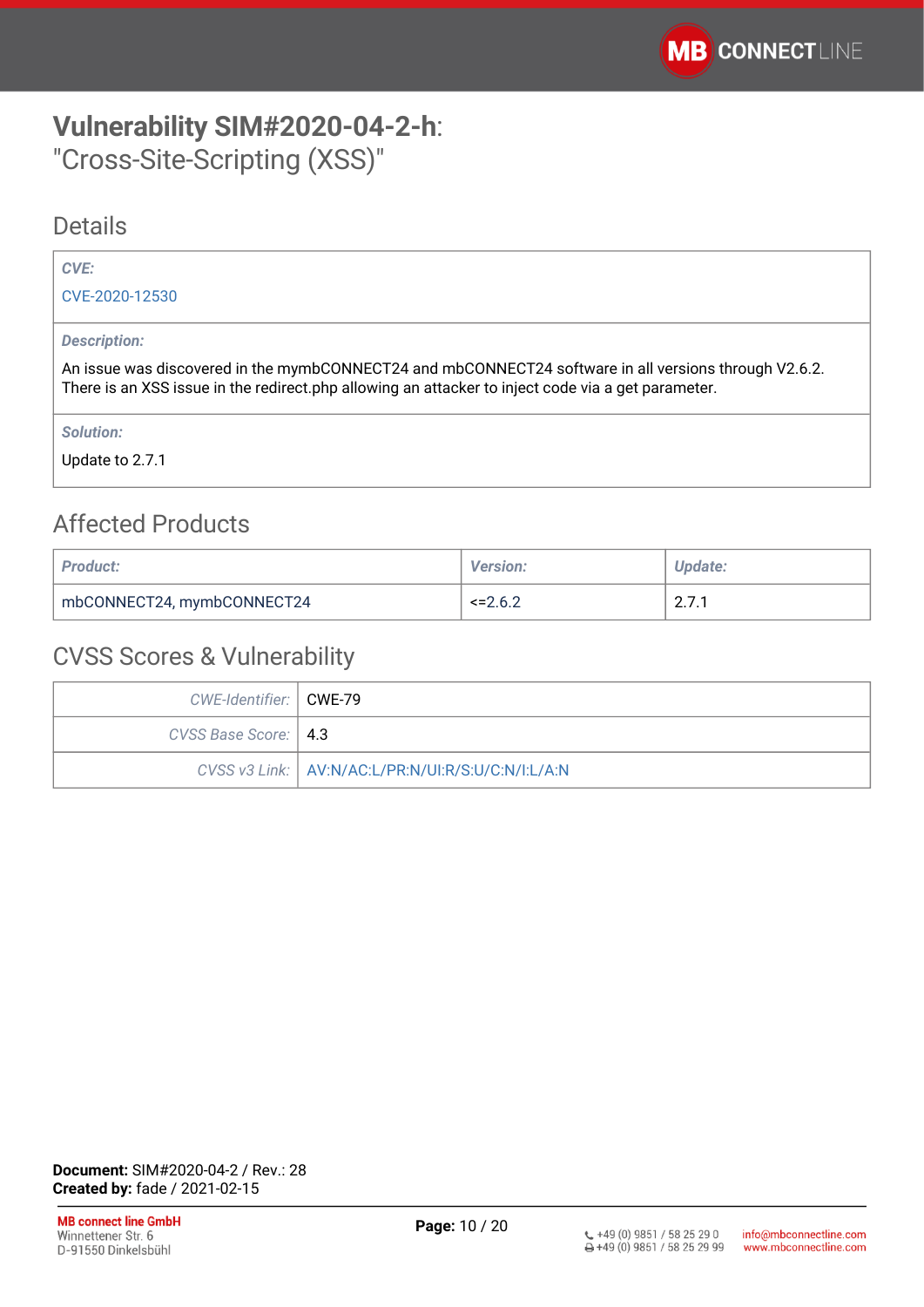# **Vulnerability SIM#2020-04-2-h**: "Cross-Site-Scripting (XSS)"

## Details

| *CVE:* |
| --- |
| CVE-2020-12530 |
| *Description:* |
| An issue was discovered in the mymbCONNECT24 and mbCONNECT24 software in all versions through V2.6.2. There is an XSS issue in the redirect.php allowing an attacker to inject code via a get parameter. |
| *Solution:* |
| Update to 2.7.1 |

## Affected Products

| *Product:* | *Version:* | *Update:* |
| --- | --- | --- |
| mbCONNECT24, mymbCONNECT24 | <=2.6.2 | 2.7.1 |

## CVSS Scores & Vulnerability

| | |
| --- | --- |
| *CWE-Identifier:* | CWE-79 |
| *CVSS Base Score:* | 4.3 |
| *CVSS v3 Link:* | AV:N/AC:L/PR:N/UI:R/S:U/C:N/I:L/A:N |

**Document:** SIM#2020-04-2 / Rev.: 28
**Created by:** fade / 2021-02-15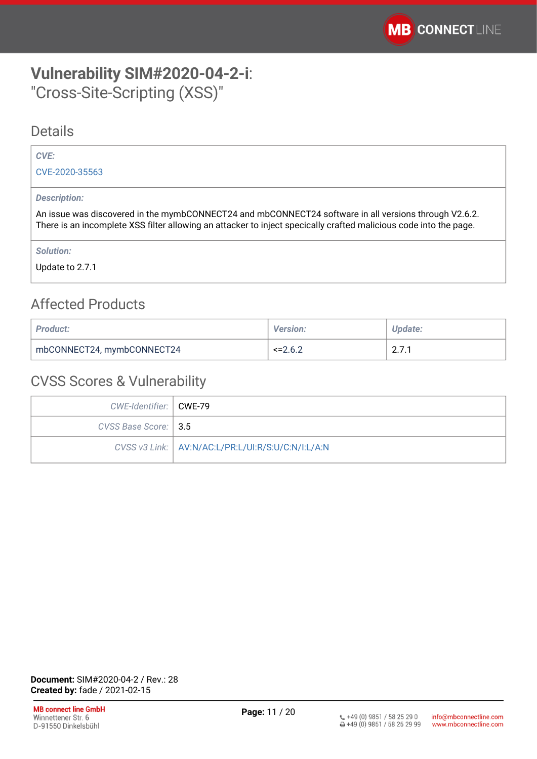# **Vulnerability SIM#2020-04-2-i**: "Cross-Site-Scripting (XSS)"

## Details

| *CVE:* |
|---|
| CVE-2020-35563 |
| *Description:* |
| An issue was discovered in the mymbCONNECT24 and mbCONNECT24 software in all versions through V2.6.2. There is an incomplete XSS filter allowing an attacker to inject specically crafted malicious code into the page. |
| *Solution:* |
| Update to 2.7.1 |

## Affected Products

| *Product:* | *Version:* | *Update:* |
|---|---|---|
| mbCONNECT24, mymbCONNECT24 | <=2.6.2 | 2.7.1 |

## CVSS Scores & Vulnerability

| | |
|---|---|
| *CWE-Identifier:* | CWE-79 |
| *CVSS Base Score:* | 3.5 |
| *CVSS v3 Link:* | AV:N/AC:L/PR:L/UI:R/S:U/C:N/I:L/A:N |

**Document:** SIM#2020-04-2 / Rev.: 28
**Created by:** fade / 2021-02-15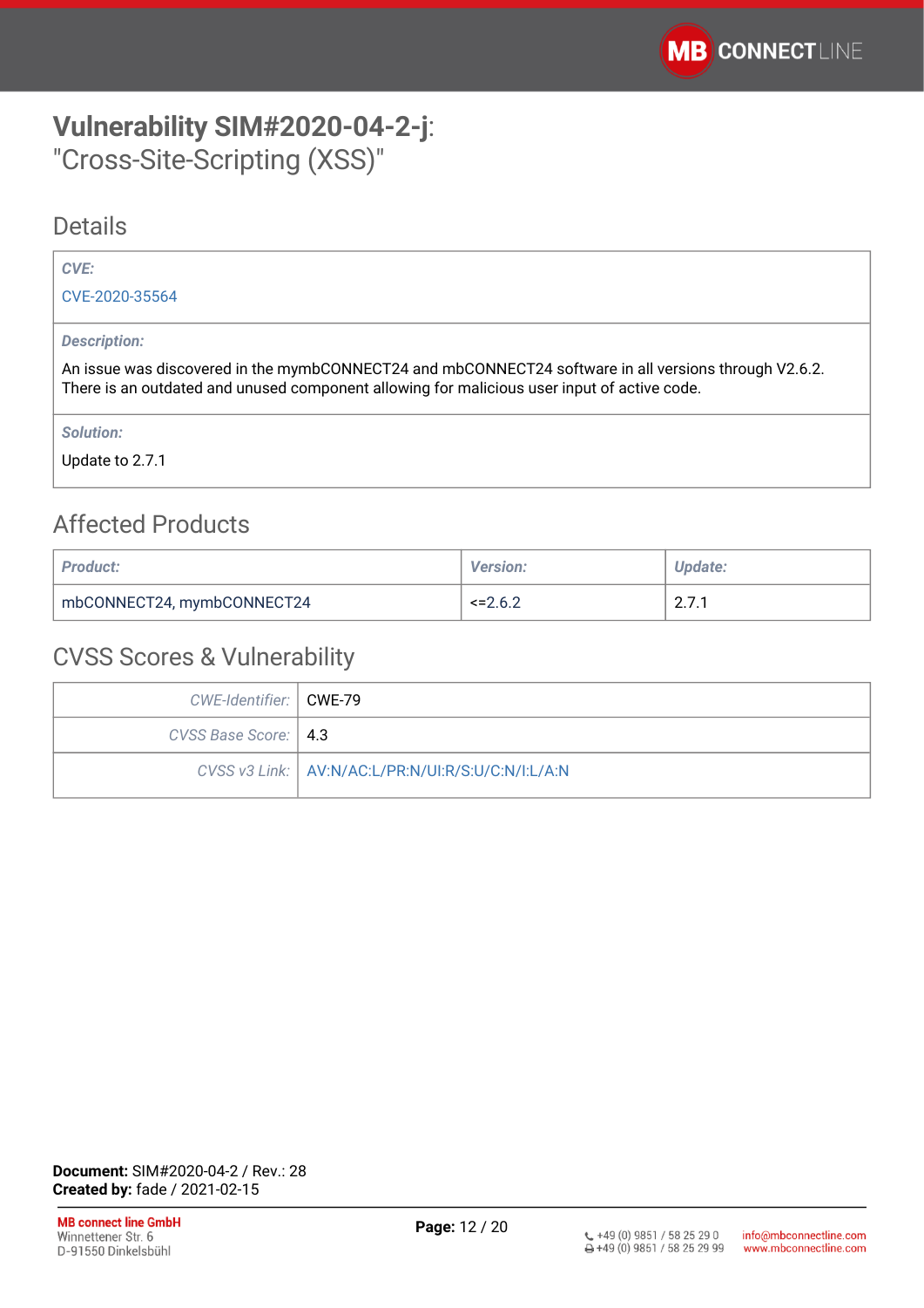# **Vulnerability SIM#2020-04-2-j**: "Cross-Site-Scripting (XSS)"

## Details

| *CVE:* |
|---|
| CVE-2020-35564 |
| *Description:* |
| An issue was discovered in the mymbCONNECT24 and mbCONNECT24 software in all versions through V2.6.2. There is an outdated and unused component allowing for malicious user input of active code. |
| *Solution:* |
| Update to 2.7.1 |

## Affected Products

| *Product:* | *Version:* | *Update:* |
|---|---|---|
| mbCONNECT24, mymbCONNECT24 | <=2.6.2 | 2.7.1 |

## CVSS Scores & Vulnerability

| | |
|---|---|
| *CWE-Identifier:* | CWE-79 |
| *CVSS Base Score:* | 4.3 |
| *CVSS v3 Link:* | AV:N/AC:L/PR:N/UI:R/S:U/C:N/I:L/A:N |

**Document:** SIM#2020-04-2 / Rev.: 28
**Created by:** fade / 2021-02-15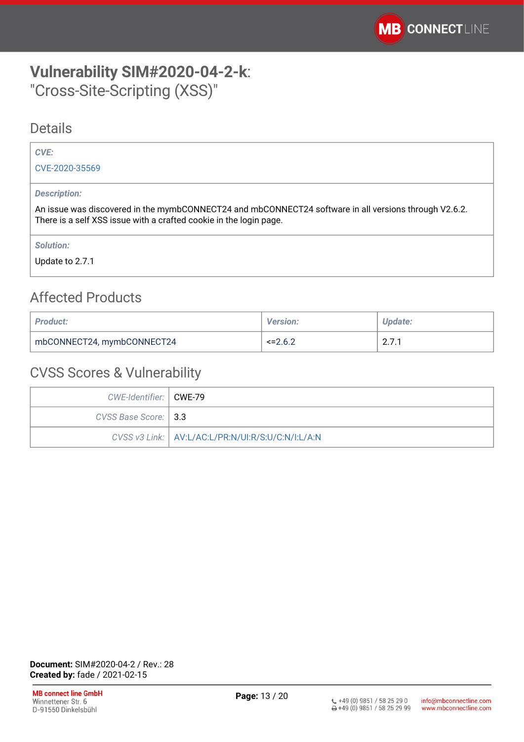# **Vulnerability SIM#2020-04-2-k**:
"Cross-Site-Scripting (XSS)"

## Details

| *CVE:* |
|---|
| CVE-2020-35569 |
| *Description:* |
| An issue was discovered in the mymbCONNECT24 and mbCONNECT24 software in all versions through V2.6.2. There is a self XSS issue with a crafted cookie in the login page. |
| *Solution:* |
| Update to 2.7.1 |

## Affected Products

| *Product:* | *Version:* | *Update:* |
|---|---|---|
| mbCONNECT24, mymbCONNECT24 | <=2.6.2 | 2.7.1 |

## CVSS Scores & Vulnerability

| *CWE-Identifier:* | CWE-79 |
|---|---|
| *CVSS Base Score:* | 3.3 |
| *CVSS v3 Link:* | AV:L/AC:L/PR:N/UI:R/S:U/C:N/I:L/A:N |

**Document:** SIM#2020-04-2 / Rev.: 28
**Created by:** fade / 2021-02-15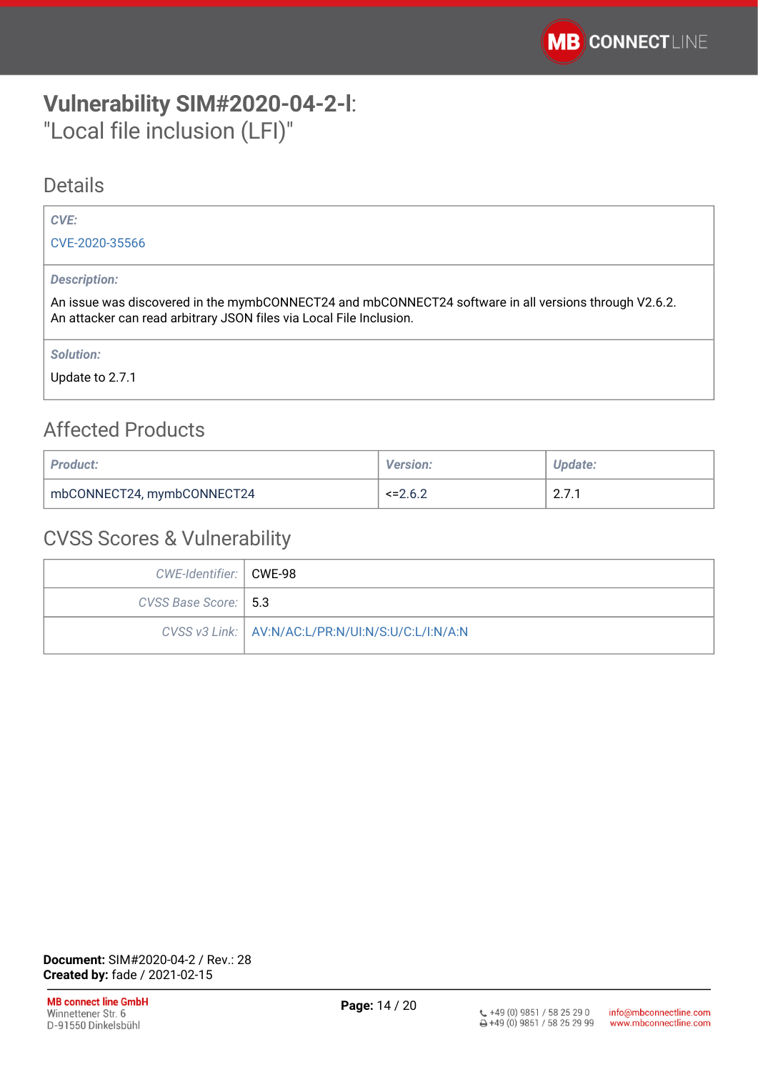# **Vulnerability SIM#2020-04-2-I**: "Local file inclusion (LFI)"

## Details

| *CVE:* |
|---|
| CVE-2020-35566 |
| *Description:* |
| An issue was discovered in the mymbCONNECT24 and mbCONNECT24 software in all versions through V2.6.2. An attacker can read arbitrary JSON files via Local File Inclusion. |
| *Solution:* |
| Update to 2.7.1 |

## Affected Products

| *Product:* | *Version:* | *Update:* |
|---|---|---|
| mbCONNECT24, mymbCONNECT24 | <=2.6.2 | 2.7.1 |

## CVSS Scores & Vulnerability

| | |
|---|---|
| *CWE-Identifier:* | CWE-98 |
| *CVSS Base Score:* | 5.3 |
| *CVSS v3 Link:* | AV:N/AC:L/PR:N/UI:N/S:U/C:L/I:N/A:N |

**Document:** SIM#2020-04-2 / Rev.: 28
**Created by:** fade / 2021-02-15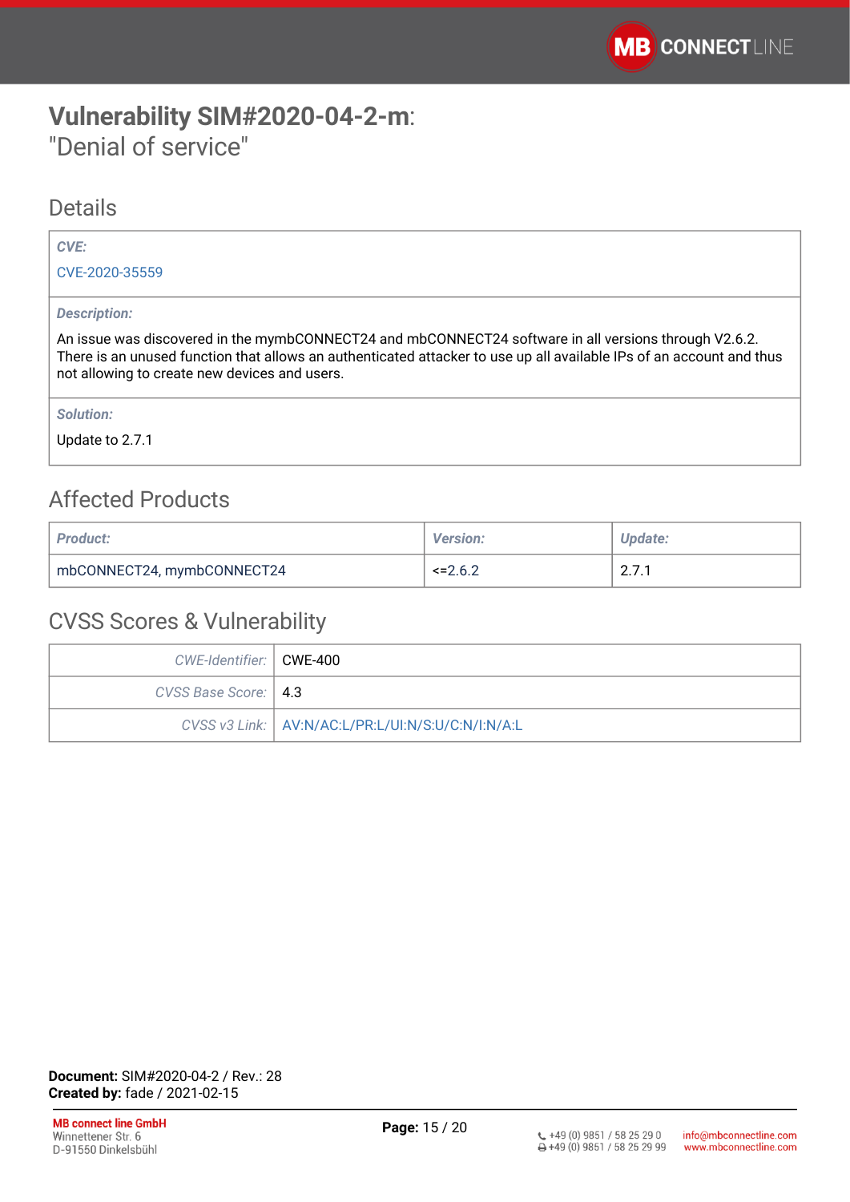# **Vulnerability SIM#2020-04-2-m**: "Denial of service"

## Details

| *CVE:* |
|---|
| CVE-2020-35559 |
| *Description:* |
| An issue was discovered in the mymbCONNECT24 and mbCONNECT24 software in all versions through V2.6.2. There is an unused function that allows an authenticated attacker to use up all available IPs of an account and thus not allowing to create new devices and users. |
| *Solution:* |
| Update to 2.7.1 |

## Affected Products

| *Product:* | *Version:* | *Update:* |
|---|---|---|
| mbCONNECT24, mymbCONNECT24 | <=2.6.2 | 2.7.1 |

## CVSS Scores & Vulnerability

| | |
|---|---|
| *CWE-Identifier:* | CWE-400 |
| *CVSS Base Score:* | 4.3 |
| *CVSS v3 Link:* | AV:N/AC:L/PR:L/UI:N/S:U/C:N/I:N/A:L |

**Document:** SIM#2020-04-2 / Rev.: 28
**Created by:** fade / 2021-02-15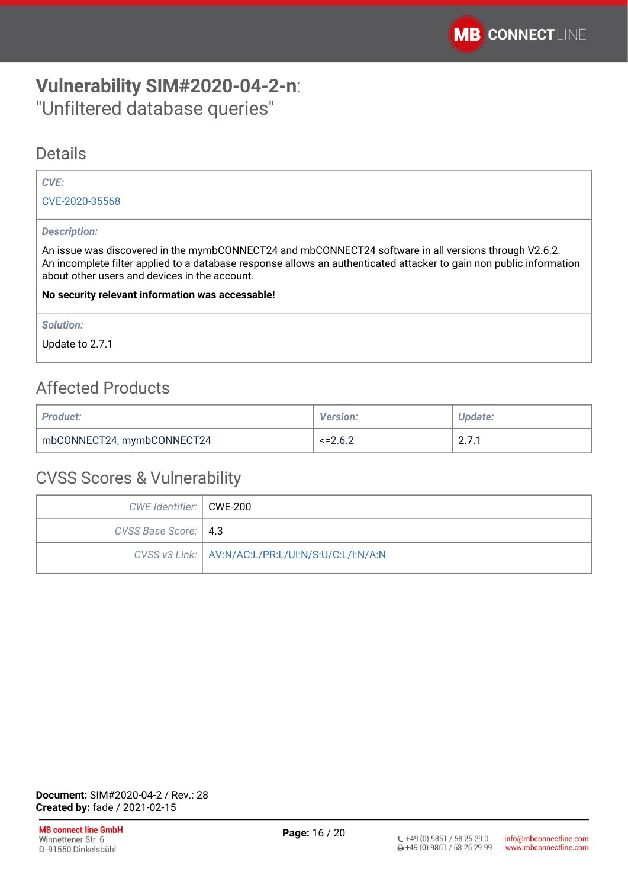# Vulnerability SIM#2020-04-2-n:
"Unfiltered database queries"

## Details

| *CVE:* |
| --- |
| CVE-2020-35568 |
| *Description:* |
| An issue was discovered in the mymbCONNECT24 and mbCONNECT24 software in all versions through V2.6.2. An incomplete filter applied to a database response allows an authenticated attacker to gain non public information about other users and devices in the account. **No security relevant information was accessable!** |
| *Solution:* |
| Update to 2.7.1 |

## Affected Products

| *Product:* | *Version:* | *Update:* |
| --- | --- | --- |
| mbCONNECT24, mymbCONNECT24 | <=2.6.2 | 2.7.1 |

## CVSS Scores & Vulnerability

| | |
| --- | --- |
| *CWE-Identifier:* | CWE-200 |
| *CVSS Base Score:* | 4.3 |
| *CVSS v3 Link:* | AV:N/AC:L/PR:L/UI:N/S:U/C:L/I:N/A:N |

**Document:** SIM#2020-04-2 / Rev.: 28
**Created by:** fade / 2021-02-15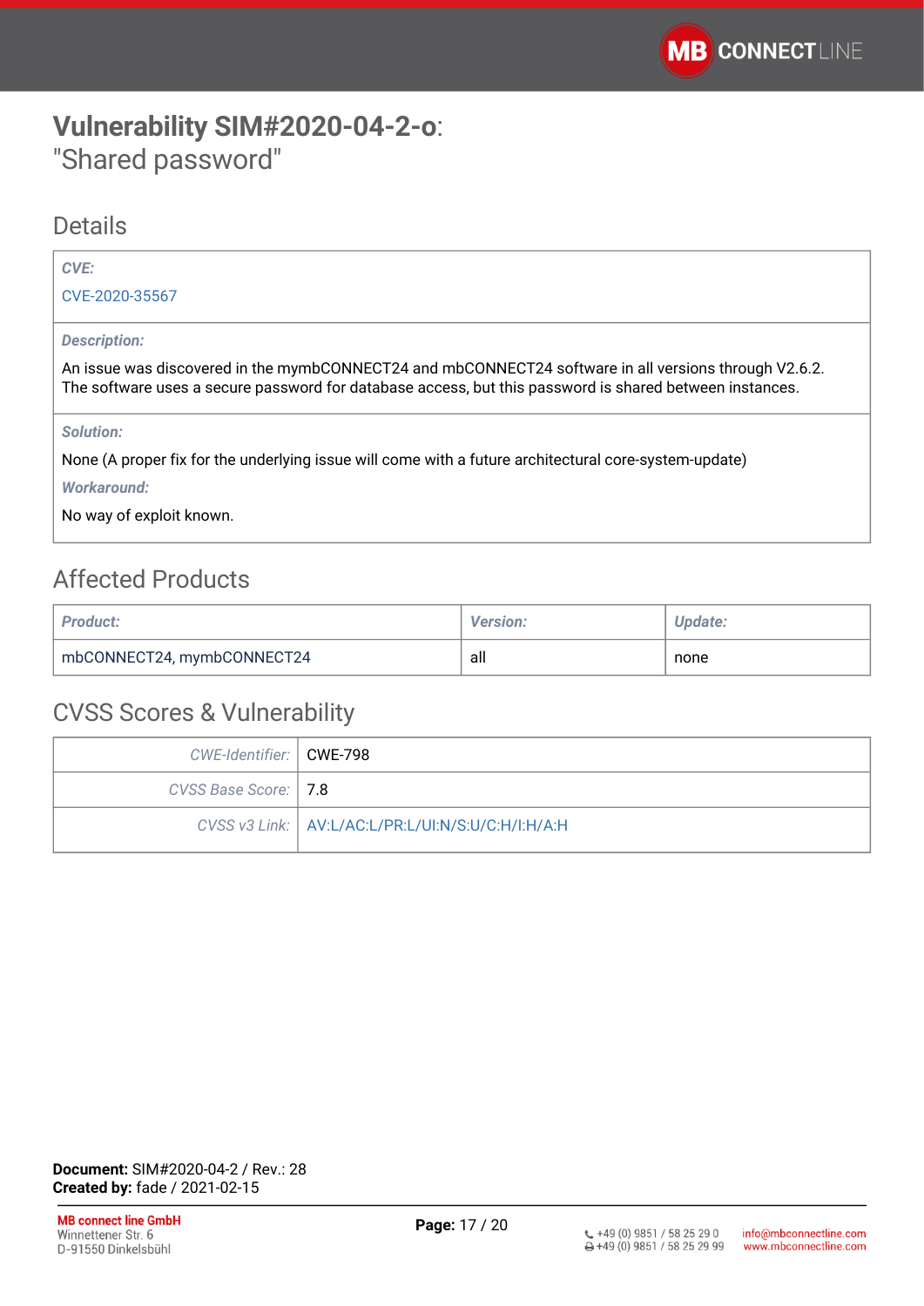# **Vulnerability SIM#2020-04-2-o**:
"Shared password"

## Details

| *CVE:* |
| --- |
| CVE-2020-35567 |
| *Description:* |
| An issue was discovered in the mymbCONNECT24 and mbCONNECT24 software in all versions through V2.6.2. The software uses a secure password for database access, but this password is shared between instances. |
| *Solution:* |
| None (A proper fix for the underlying issue will come with a future architectural core-system-update) |
| *Workaround:* |
| No way of exploit known. |

## Affected Products

| *Product:* | *Version:* | *Update:* |
| --- | --- | --- |
| mbCONNECT24, mymbCONNECT24 | all | none |

## CVSS Scores & Vulnerability

| | |
| --- | --- |
| *CWE-Identifier:* | CWE-798 |
| *CVSS Base Score:* | 7.8 |
| *CVSS v3 Link:* | AV:L/AC:L/PR:L/UI:N/S:U/C:H/I:H/A:H |

**Document:** SIM#2020-04-2 / Rev.: 28
**Created by:** fade / 2021-02-15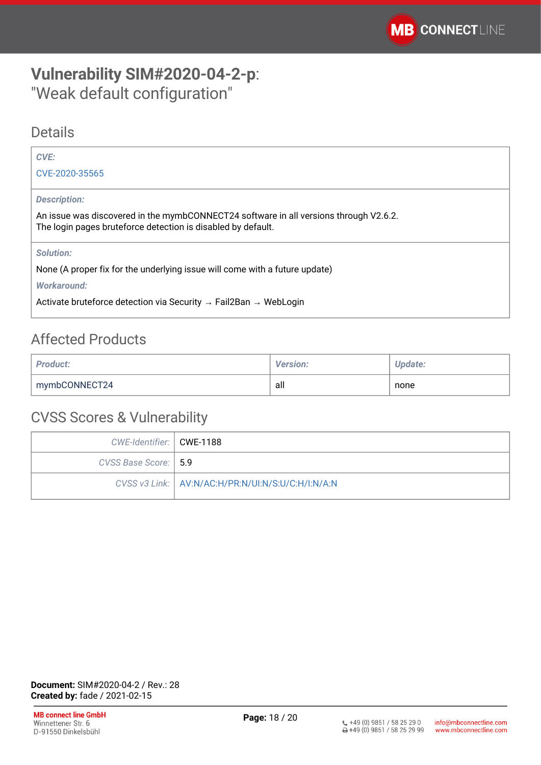# Vulnerability SIM#2020-04-2-p: "Weak default configuration"

## Details

| |
|---|
| *CVE:* |
| CVE-2020-35565 |
| *Description:* |
| An issue was discovered in the mymbCONNECT24 software in all versions through V2.6.2. The login pages bruteforce detection is disabled by default. |
| *Solution:* |
| None (A proper fix for the underlying issue will come with a future update) |
| *Workaround:* |
| Activate bruteforce detection via Security → Fail2Ban → WebLogin |

## Affected Products

| *Product:* | *Version:* | *Update:* |
|---|---|---|
| mymbCONNECT24 | all | none |

## CVSS Scores & Vulnerability

| | |
|---|---|
| *CWE-Identifier:* | CWE-1188 |
| *CVSS Base Score:* | 5.9 |
| *CVSS v3 Link:* | AV:N/AC:H/PR:N/UI:N/S:U/C:H/I:N/A:N |

**Document:** SIM#2020-04-2 / Rev.: 28
**Created by:** fade / 2021-02-15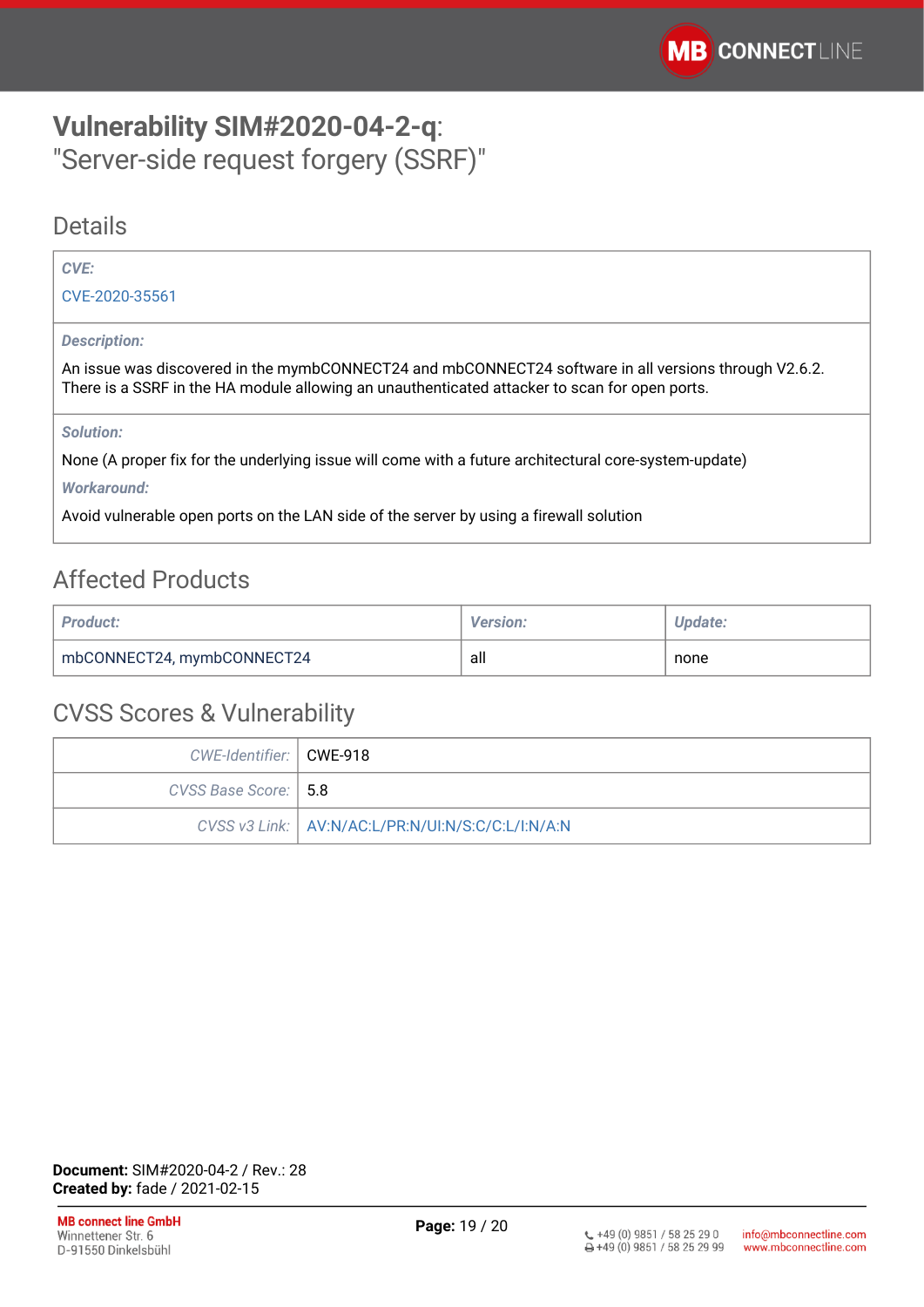# **Vulnerability SIM#2020-04-2-q**: "Server-side request forgery (SSRF)"

## Details

*CVE:*

CVE-2020-35561

*Description:*

An issue was discovered in the mymbCONNECT24 and mbCONNECT24 software in all versions through V2.6.2. There is a SSRF in the HA module allowing an unauthenticated attacker to scan for open ports.

*Solution:*

None (A proper fix for the underlying issue will come with a future architectural core-system-update)

*Workaround:*

Avoid vulnerable open ports on the LAN side of the server by using a firewall solution

## Affected Products

| *Product:* | *Version:* | *Update:* |
|---|---|---|
| mbCONNECT24, mymbCONNECT24 | all | none |

## CVSS Scores & Vulnerability

| | |
|---|---|
| *CWE-Identifier:* | CWE-918 |
| *CVSS Base Score:* | 5.8 |
| *CVSS v3 Link:* | AV:N/AC:L/PR:N/UI:N/S:C/C:L/I:N/A:N |

**Document:** SIM#2020-04-2 / Rev.: 28
**Created by:** fade / 2021-02-15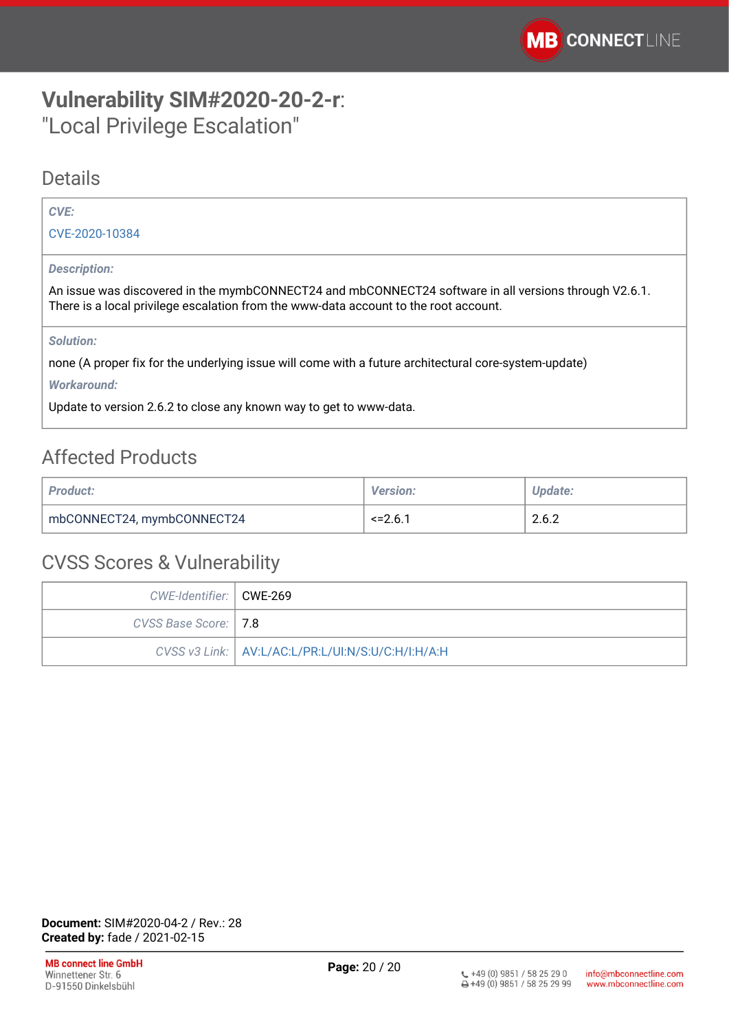# Vulnerability SIM#2020-20-2-r: "Local Privilege Escalation"

## Details

| |
|---|
| *CVE:* |
| CVE-2020-10384 |
| *Description:* |
| An issue was discovered in the mymbCONNECT24 and mbCONNECT24 software in all versions through V2.6.1. There is a local privilege escalation from the www-data account to the root account. |
| *Solution:* |
| none (A proper fix for the underlying issue will come with a future architectural core-system-update) |
| *Workaround:* |
| Update to version 2.6.2 to close any known way to get to www-data. |

## Affected Products

| *Product:* | *Version:* | *Update:* |
|---|---|---|
| mbCONNECT24, mymbCONNECT24 | <=2.6.1 | 2.6.2 |

## CVSS Scores & Vulnerability

| | |
|---|---|
| *CWE-Identifier:* | CWE-269 |
| *CVSS Base Score:* | 7.8 |
| *CVSS v3 Link:* | AV:L/AC:L/PR:L/UI:N/S:U/C:H/I:H/A:H |

**Document:** SIM#2020-04-2 / Rev.: 28
**Created by:** fade / 2021-02-15